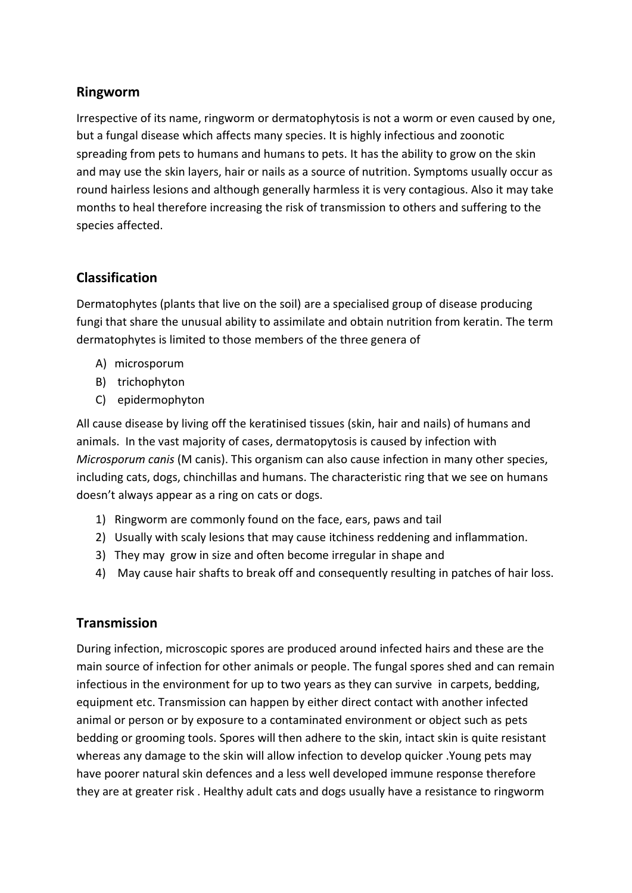## Ringworm

Irrespective of its name, ringworm or dermatophytosis is not a worm or even caused by one, but a fungal disease which affects many species. It is highly infectious and zoonotic spreading from pets to humans and humans to pets. It has the ability to grow on the skin and may use the skin layers, hair or nails as a source of nutrition. Symptoms usually occur as round hairless lesions and although generally harmless it is very contagious. Also it may take months to heal therefore increasing the risk of transmission to others and suffering to the species affected.

## Classification

Dermatophytes (plants that live on the soil) are a specialised group of disease producing fungi that share the unusual ability to assimilate and obtain nutrition from keratin. The term dermatophytes is limited to those members of the three genera of

A) microsporum
B) trichophyton
C) epidermophyton

All cause disease by living off the keratinised tissues (skin, hair and nails) of humans and animals. In the vast majority of cases, dermatopytosis is caused by infection with *Microsporum canis* (M canis). This organism can also cause infection in many other species, including cats, dogs, chinchillas and humans. The characteristic ring that we see on humans doesn't always appear as a ring on cats or dogs.

1) Ringworm are commonly found on the face, ears, paws and tail
2) Usually with scaly lesions that may cause itchiness reddening and inflammation.
3) They may grow in size and often become irregular in shape and
4) May cause hair shafts to break off and consequently resulting in patches of hair loss.

## Transmission

During infection, microscopic spores are produced around infected hairs and these are the main source of infection for other animals or people. The fungal spores shed and can remain infectious in the environment for up to two years as they can survive in carpets, bedding, equipment etc. Transmission can happen by either direct contact with another infected animal or person or by exposure to a contaminated environment or object such as pets bedding or grooming tools. Spores will then adhere to the skin, intact skin is quite resistant whereas any damage to the skin will allow infection to develop quicker .Young pets may have poorer natural skin defences and a less well developed immune response therefore they are at greater risk . Healthy adult cats and dogs usually have a resistance to ringworm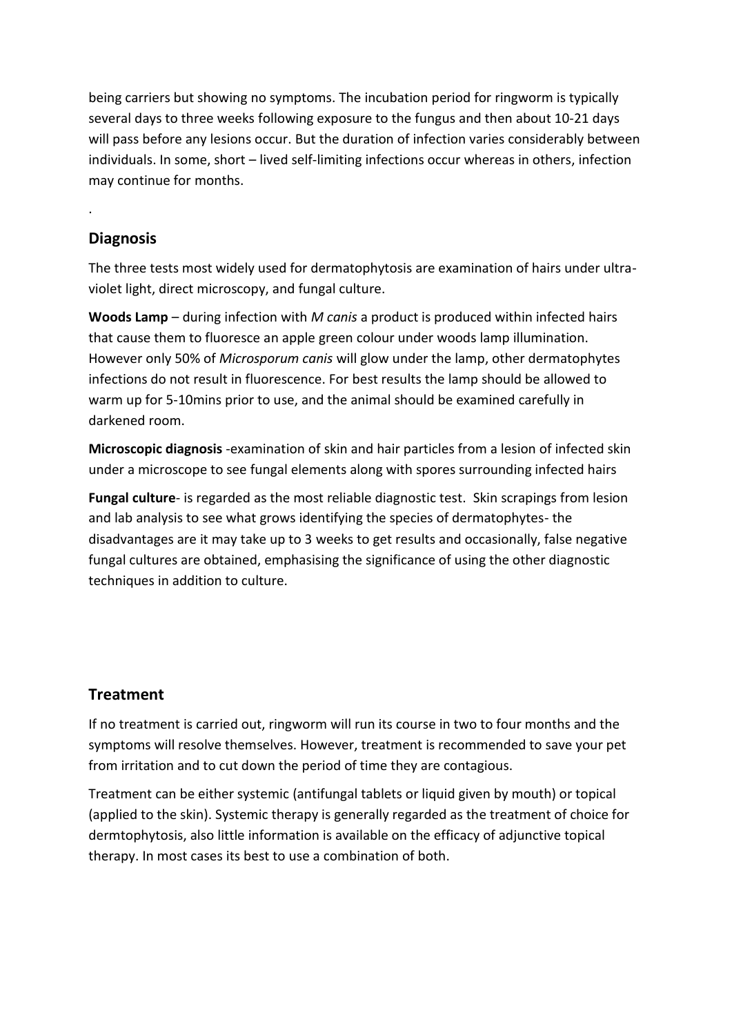being carriers but showing no symptoms. The incubation period for ringworm is typically several days to three weeks following exposure to the fungus and then about 10-21 days will pass before any lesions occur. But the duration of infection varies considerably between individuals. In some, short – lived self-limiting infections occur whereas in others, infection may continue for months.

.

## Diagnosis

The three tests most widely used for dermatophytosis are examination of hairs under ultra-violet light, direct microscopy, and fungal culture.

**Woods Lamp** – during infection with *M canis* a product is produced within infected hairs that cause them to fluoresce an apple green colour under woods lamp illumination. However only 50% of *Microsporum canis* will glow under the lamp, other dermatophytes infections do not result in fluorescence. For best results the lamp should be allowed to warm up for 5-10mins prior to use, and the animal should be examined carefully in darkened room.

**Microscopic diagnosis** -examination of skin and hair particles from a lesion of infected skin under a microscope to see fungal elements along with spores surrounding infected hairs

**Fungal culture**- is regarded as the most reliable diagnostic test. Skin scrapings from lesion and lab analysis to see what grows identifying the species of dermatophytes- the disadvantages are it may take up to 3 weeks to get results and occasionally, false negative fungal cultures are obtained, emphasising the significance of using the other diagnostic techniques in addition to culture.

## Treatment

If no treatment is carried out, ringworm will run its course in two to four months and the symptoms will resolve themselves. However, treatment is recommended to save your pet from irritation and to cut down the period of time they are contagious.

Treatment can be either systemic (antifungal tablets or liquid given by mouth) or topical (applied to the skin). Systemic therapy is generally regarded as the treatment of choice for dermtophytosis, also little information is available on the efficacy of adjunctive topical therapy. In most cases its best to use a combination of both.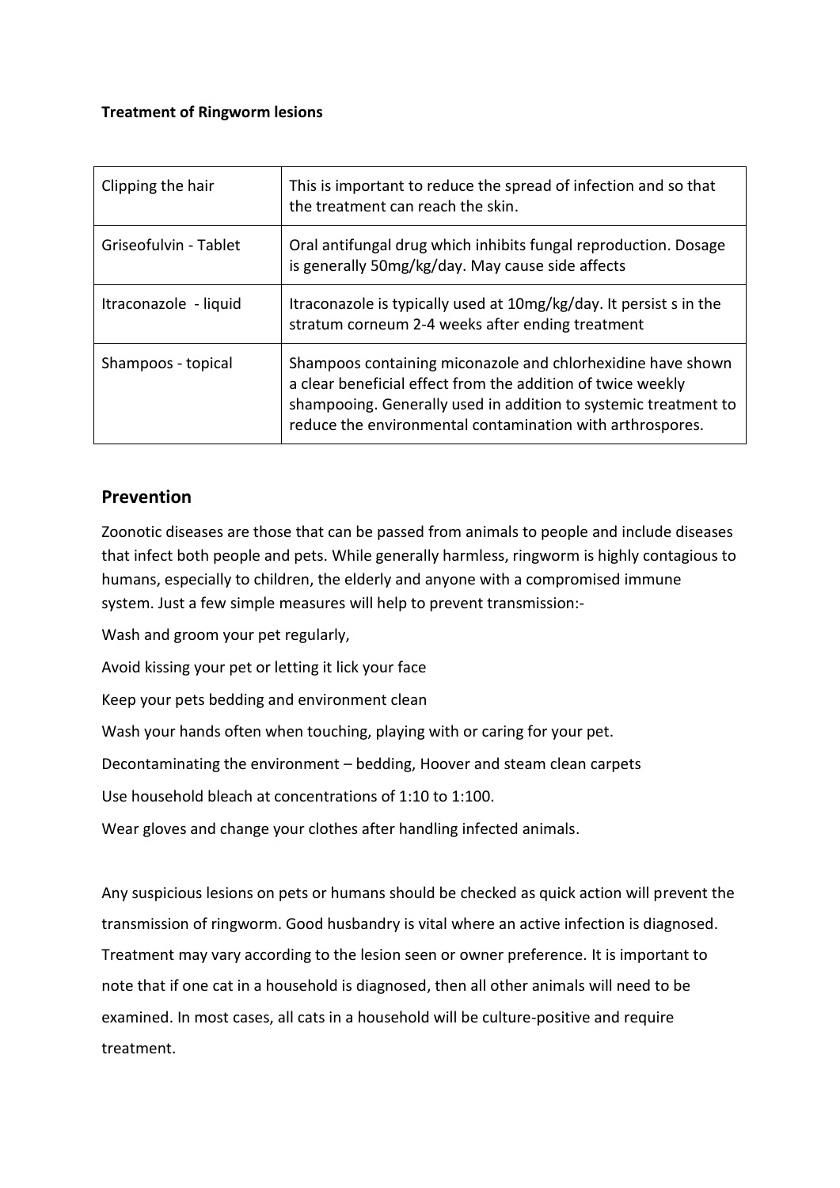**Treatment of Ringworm lesions**

| | |
|---|---|
| Clipping the hair | This is important to reduce the spread of infection and so that the treatment can reach the skin. |
| Griseofulvin - Tablet | Oral antifungal drug which inhibits fungal reproduction. Dosage is generally 50mg/kg/day. May cause side affects |
| Itraconazole - liquid | Itraconazole is typically used at 10mg/kg/day. It persist s in the stratum corneum 2-4 weeks after ending treatment |
| Shampoos - topical | Shampoos containing miconazole and chlorhexidine have shown a clear beneficial effect from the addition of twice weekly shampooing. Generally used in addition to systemic treatment to reduce the environmental contamination with arthrospores. |

## Prevention

Zoonotic diseases are those that can be passed from animals to people and include diseases that infect both people and pets. While generally harmless, ringworm is highly contagious to humans, especially to children, the elderly and anyone with a compromised immune system. Just a few simple measures will help to prevent transmission:-

Wash and groom your pet regularly,

Avoid kissing your pet or letting it lick your face

Keep your pets bedding and environment clean

Wash your hands often when touching, playing with or caring for your pet.

Decontaminating the environment – bedding, Hoover and steam clean carpets

Use household bleach at concentrations of 1:10 to 1:100.

Wear gloves and change your clothes after handling infected animals.

Any suspicious lesions on pets or humans should be checked as quick action will prevent the transmission of ringworm. Good husbandry is vital where an active infection is diagnosed. Treatment may vary according to the lesion seen or owner preference. It is important to note that if one cat in a household is diagnosed, then all other animals will need to be examined. In most cases, all cats in a household will be culture-positive and require treatment.